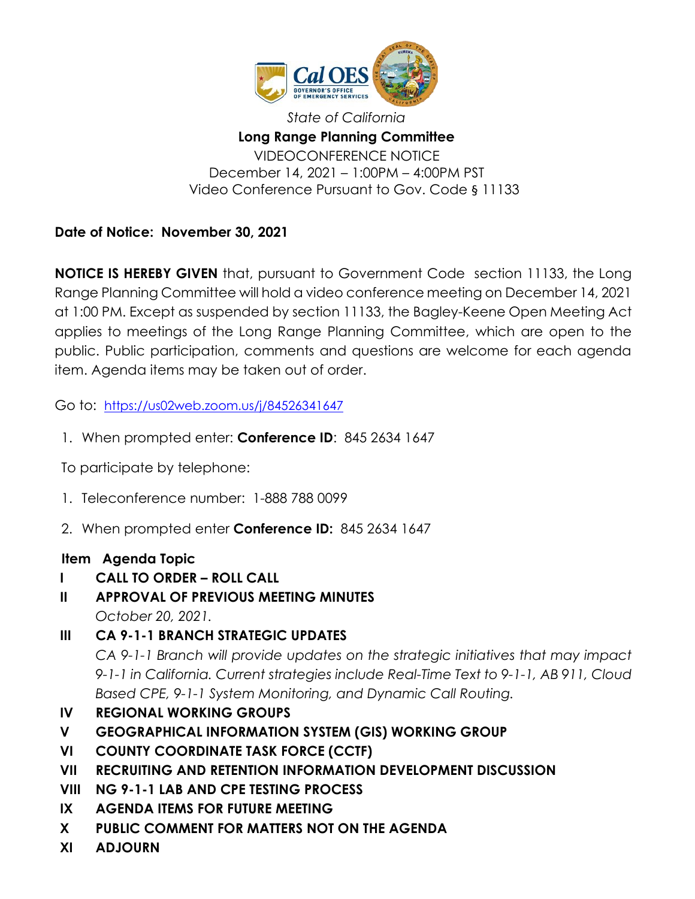State of California

# Long Range Planning Committee

VIDEOCONFERENCE NOTICE
December 14, 2021 – 1:00PM – 4:00PM PST
Video Conference Pursuant to Gov. Code § 11133

**Date of Notice: November 30, 2021**

**NOTICE IS HEREBY GIVEN** that, pursuant to Government Code section 11133, the Long Range Planning Committee will hold a video conference meeting on December 14, 2021 at 1:00 PM. Except as suspended by section 11133, the Bagley-Keene Open Meeting Act applies to meetings of the Long Range Planning Committee, which are open to the public. Public participation, comments and questions are welcome for each agenda item. Agenda items may be taken out of order.

Go to: https://us02web.zoom.us/j/84526341647

1. When prompted enter: **Conference ID**: 845 2634 1647

To participate by telephone:

1. Teleconference number: 1-888 788 0099
2. When prompted enter **Conference ID:** 845 2634 1647

| **Item** | **Agenda Topic** |
|---|---|
| **I** | **CALL TO ORDER – ROLL CALL** |
| **II** | **APPROVAL OF PREVIOUS MEETING MINUTES**<br>*October 20, 2021.* |
| **III** | **CA 9-1-1 BRANCH STRATEGIC UPDATES**<br>*CA 9-1-1 Branch will provide updates on the strategic initiatives that may impact 9-1-1 in California. Current strategies include Real-Time Text to 9-1-1, AB 911, Cloud Based CPE, 9-1-1 System Monitoring, and Dynamic Call Routing.* |
| **IV** | **REGIONAL WORKING GROUPS** |
| **V** | **GEOGRAPHICAL INFORMATION SYSTEM (GIS) WORKING GROUP** |
| **VI** | **COUNTY COORDINATE TASK FORCE (CCTF)** |
| **VII** | **RECRUITING AND RETENTION INFORMATION DEVELOPMENT DISCUSSION** |
| **VIII** | **NG 9-1-1 LAB AND CPE TESTING PROCESS** |
| **IX** | **AGENDA ITEMS FOR FUTURE MEETING** |
| **X** | **PUBLIC COMMENT FOR MATTERS NOT ON THE AGENDA** |
| **XI** | **ADJOURN** |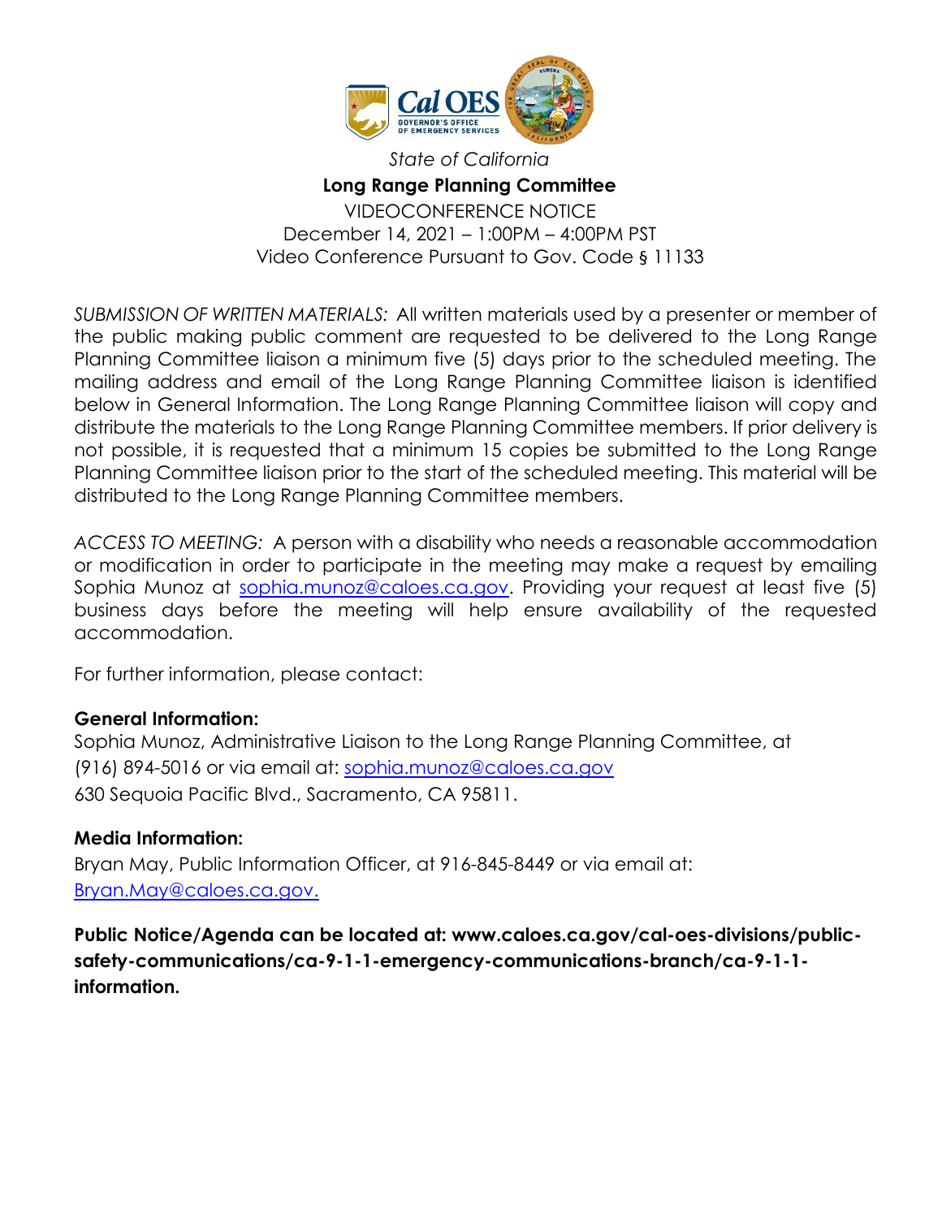*State of California*

**Long Range Planning Committee**

VIDEOCONFERENCE NOTICE

December 14, 2021 – 1:00PM – 4:00PM PST

Video Conference Pursuant to Gov. Code § 11133

*SUBMISSION OF WRITTEN MATERIALS:* All written materials used by a presenter or member of the public making public comment are requested to be delivered to the Long Range Planning Committee liaison a minimum five (5) days prior to the scheduled meeting. The mailing address and email of the Long Range Planning Committee liaison is identified below in General Information. The Long Range Planning Committee liaison will copy and distribute the materials to the Long Range Planning Committee members. If prior delivery is not possible, it is requested that a minimum 15 copies be submitted to the Long Range Planning Committee liaison prior to the start of the scheduled meeting. This material will be distributed to the Long Range Planning Committee members.

*ACCESS TO MEETING:* A person with a disability who needs a reasonable accommodation or modification in order to participate in the meeting may make a request by emailing Sophia Munoz at sophia.munoz@caloes.ca.gov. Providing your request at least five (5) business days before the meeting will help ensure availability of the requested accommodation.

For further information, please contact:

**General Information:**
Sophia Munoz, Administrative Liaison to the Long Range Planning Committee, at (916) 894-5016 or via email at: sophia.munoz@caloes.ca.gov
630 Sequoia Pacific Blvd., Sacramento, CA 95811.

**Media Information:**
Bryan May, Public Information Officer, at 916-845-8449 or via email at: Bryan.May@caloes.ca.gov.

**Public Notice/Agenda can be located at: www.caloes.ca.gov/cal-oes-divisions/public-safety-communications/ca-9-1-1-emergency-communications-branch/ca-9-1-1-information.**